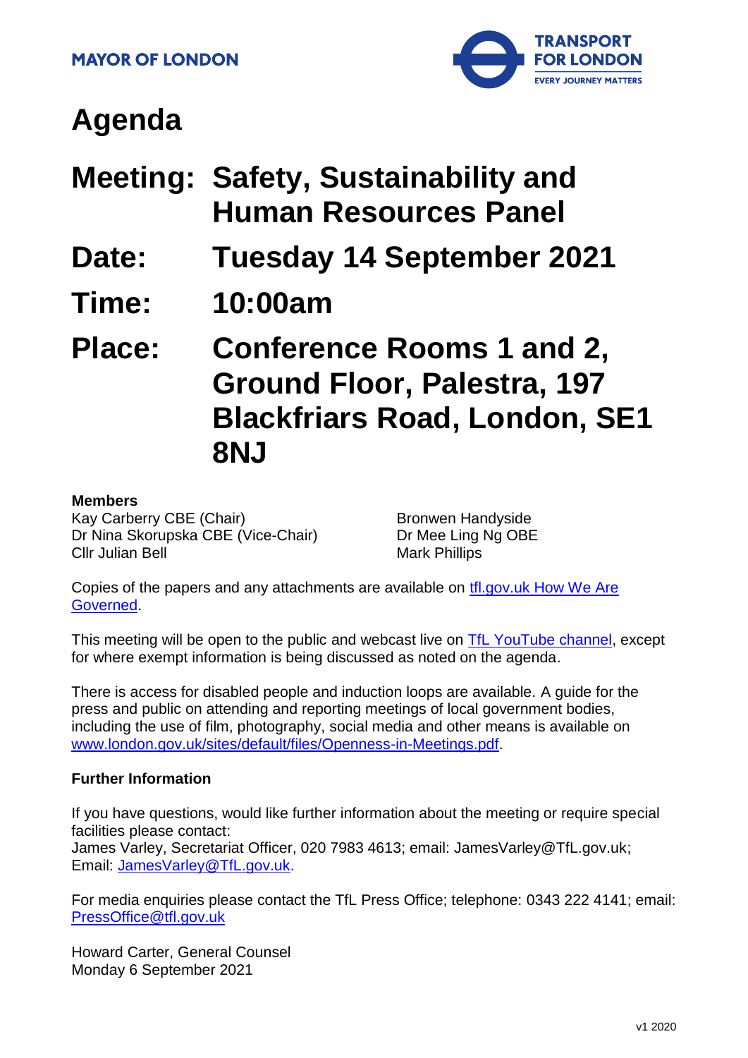MAYOR OF LONDON

TRANSPORT FOR LONDON
EVERY JOURNEY MATTERS

# Agenda

## Meeting: Safety, Sustainability and Human Resources Panel

## Date: Tuesday 14 September 2021

## Time: 10:00am

## Place: Conference Rooms 1 and 2, Ground Floor, Palestra, 197 Blackfriars Road, London, SE1 8NJ

**Members**

Kay Carberry CBE (Chair)
Dr Nina Skorupska CBE (Vice-Chair)
Cllr Julian Bell
Bronwen Handyside
Dr Mee Ling Ng OBE
Mark Phillips

Copies of the papers and any attachments are available on tfl.gov.uk How We Are Governed.

This meeting will be open to the public and webcast live on TfL YouTube channel, except for where exempt information is being discussed as noted on the agenda.

There is access for disabled people and induction loops are available. A guide for the press and public on attending and reporting meetings of local government bodies, including the use of film, photography, social media and other means is available on www.london.gov.uk/sites/default/files/Openness-in-Meetings.pdf.

**Further Information**

If you have questions, would like further information about the meeting or require special facilities please contact:
James Varley, Secretariat Officer, 020 7983 4613; email: JamesVarley@TfL.gov.uk;
Email: JamesVarley@TfL.gov.uk.

For media enquiries please contact the TfL Press Office; telephone: 0343 222 4141; email: PressOffice@tfl.gov.uk

Howard Carter, General Counsel
Monday 6 September 2021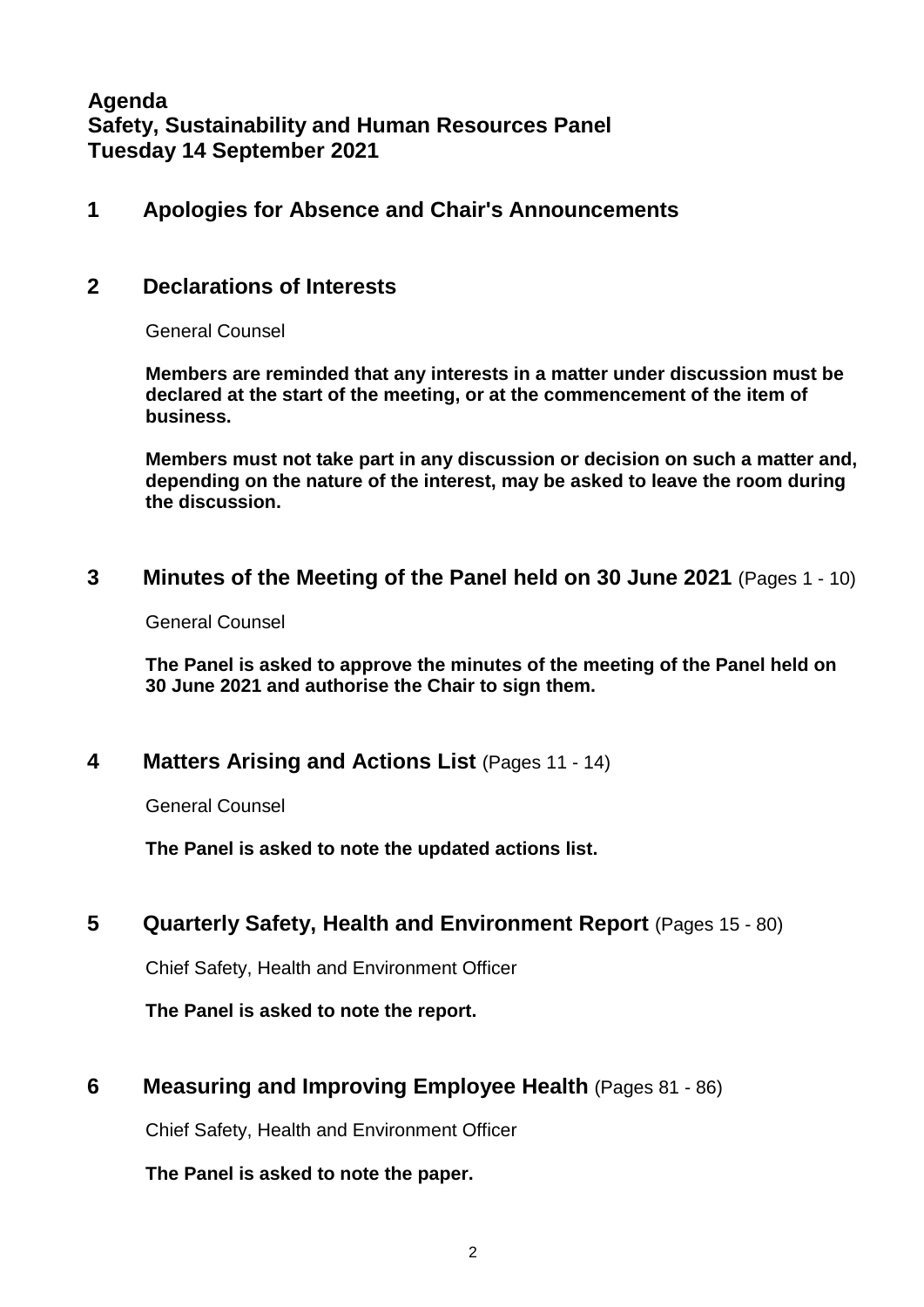# Agenda
# Safety, Sustainability and Human Resources Panel
# Tuesday 14 September 2021

## 1 Apologies for Absence and Chair's Announcements

## 2 Declarations of Interests

General Counsel

**Members are reminded that any interests in a matter under discussion must be declared at the start of the meeting, or at the commencement of the item of business.**

**Members must not take part in any discussion or decision on such a matter and, depending on the nature of the interest, may be asked to leave the room during the discussion.**

## 3 Minutes of the Meeting of the Panel held on 30 June 2021 (Pages 1 - 10)

General Counsel

**The Panel is asked to approve the minutes of the meeting of the Panel held on 30 June 2021 and authorise the Chair to sign them.**

## 4 Matters Arising and Actions List (Pages 11 - 14)

General Counsel

**The Panel is asked to note the updated actions list.**

## 5 Quarterly Safety, Health and Environment Report (Pages 15 - 80)

Chief Safety, Health and Environment Officer

**The Panel is asked to note the report.**

## 6 Measuring and Improving Employee Health (Pages 81 - 86)

Chief Safety, Health and Environment Officer

**The Panel is asked to note the paper.**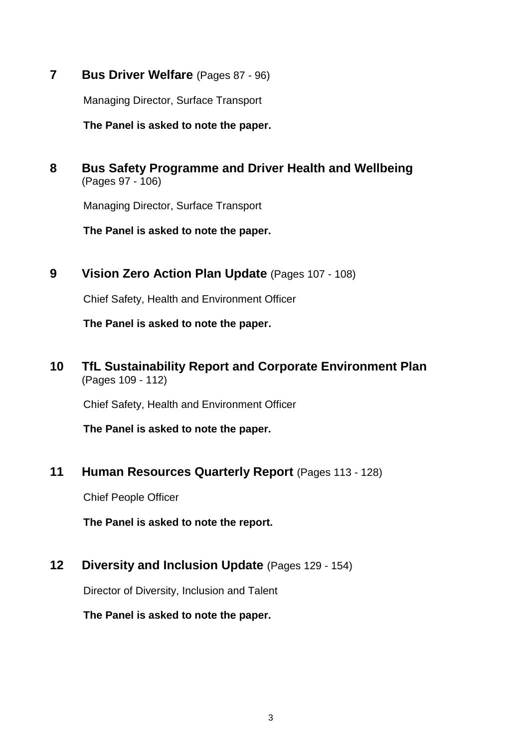## 7 Bus Driver Welfare (Pages 87 - 96)

Managing Director, Surface Transport

**The Panel is asked to note the paper.**

## 8 Bus Safety Programme and Driver Health and Wellbeing (Pages 97 - 106)

Managing Director, Surface Transport

**The Panel is asked to note the paper.**

## 9 Vision Zero Action Plan Update (Pages 107 - 108)

Chief Safety, Health and Environment Officer

**The Panel is asked to note the paper.**

## 10 TfL Sustainability Report and Corporate Environment Plan (Pages 109 - 112)

Chief Safety, Health and Environment Officer

**The Panel is asked to note the paper.**

## 11 Human Resources Quarterly Report (Pages 113 - 128)

Chief People Officer

**The Panel is asked to note the report.**

## 12 Diversity and Inclusion Update (Pages 129 - 154)

Director of Diversity, Inclusion and Talent

**The Panel is asked to note the paper.**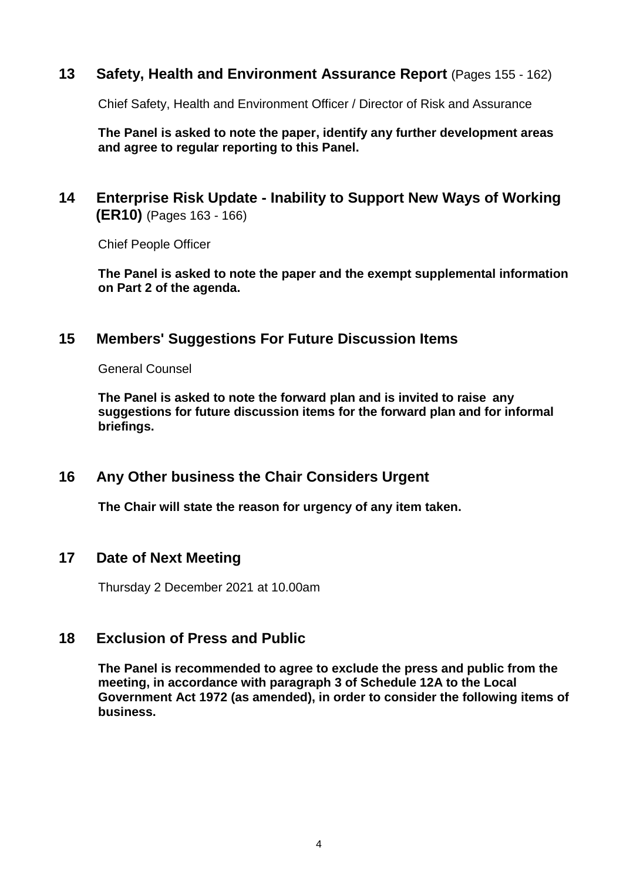## 13 Safety, Health and Environment Assurance Report (Pages 155 - 162)

Chief Safety, Health and Environment Officer / Director of Risk and Assurance

**The Panel is asked to note the paper, identify any further development areas and agree to regular reporting to this Panel.**

## 14 Enterprise Risk Update - Inability to Support New Ways of Working (ER10) (Pages 163 - 166)

Chief People Officer

**The Panel is asked to note the paper and the exempt supplemental information on Part 2 of the agenda.**

## 15 Members' Suggestions For Future Discussion Items

General Counsel

**The Panel is asked to note the forward plan and is invited to raise any suggestions for future discussion items for the forward plan and for informal briefings.**

## 16 Any Other business the Chair Considers Urgent

**The Chair will state the reason for urgency of any item taken.**

## 17 Date of Next Meeting

Thursday 2 December 2021 at 10.00am

## 18 Exclusion of Press and Public

**The Panel is recommended to agree to exclude the press and public from the meeting, in accordance with paragraph 3 of Schedule 12A to the Local Government Act 1972 (as amended), in order to consider the following items of business.**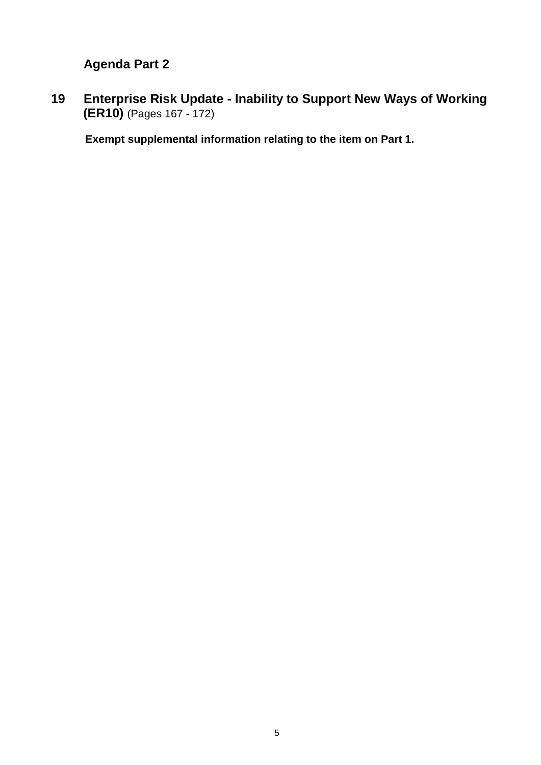## Agenda Part 2

**19 Enterprise Risk Update - Inability to Support New Ways of Working (ER10)** (Pages 167 - 172)

**Exempt supplemental information relating to the item on Part 1.**